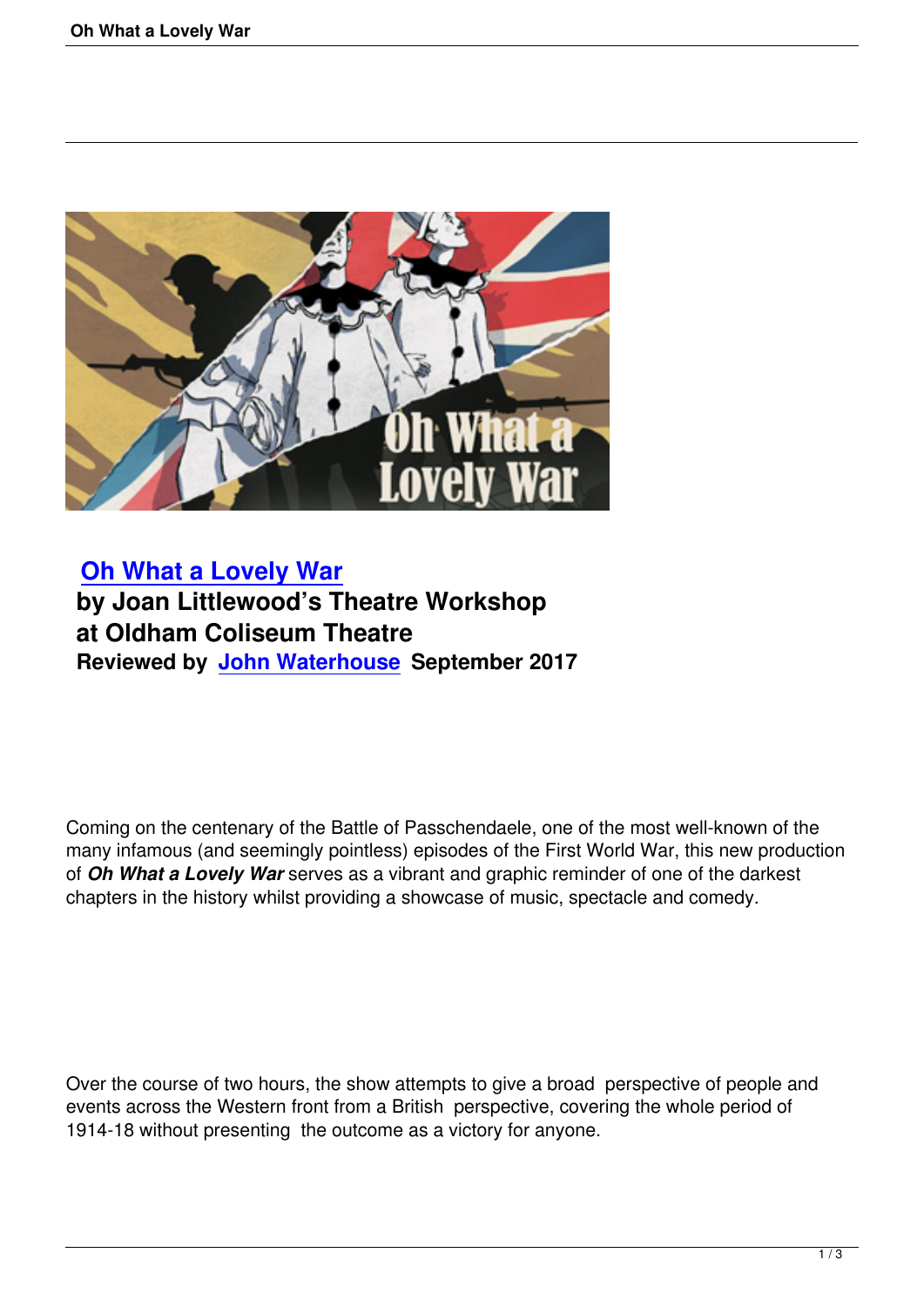# Oh What a Lovely War

**by Joan Littlewood's Theatre Workshop**
**at Oldham Coliseum Theatre**
**Reviewed by John Waterhouse September 2017**

Coming on the centenary of the Battle of Passchendaele, one of the most well-known of the many infamous (and seemingly pointless) episodes of the First World War, this new production of ***Oh What a Lovely War*** serves as a vibrant and graphic reminder of one of the darkest chapters in the history whilst providing a showcase of music, spectacle and comedy.

Over the course of two hours, the show attempts to give a broad perspective of people and events across the Western front from a British perspective, covering the whole period of 1914-18 without presenting the outcome as a victory for anyone.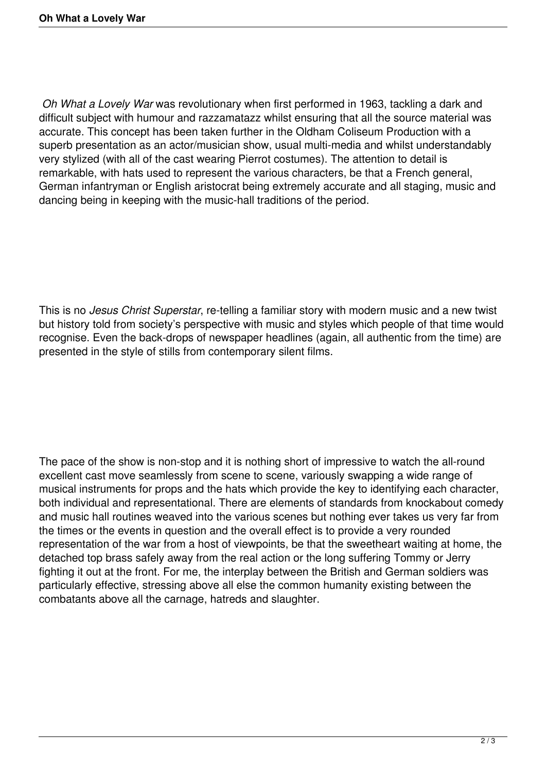*Oh What a Lovely War* was revolutionary when first performed in 1963, tackling a dark and difficult subject with humour and razzamatazz whilst ensuring that all the source material was accurate. This concept has been taken further in the Oldham Coliseum Production with a superb presentation as an actor/musician show, usual multi-media and whilst understandably very stylized (with all of the cast wearing Pierrot costumes). The attention to detail is remarkable, with hats used to represent the various characters, be that a French general, German infantryman or English aristocrat being extremely accurate and all staging, music and dancing being in keeping with the music-hall traditions of the period.

This is no *Jesus Christ Superstar*, re-telling a familiar story with modern music and a new twist but history told from society's perspective with music and styles which people of that time would recognise. Even the back-drops of newspaper headlines (again, all authentic from the time) are presented in the style of stills from contemporary silent films.

The pace of the show is non-stop and it is nothing short of impressive to watch the all-round excellent cast move seamlessly from scene to scene, variously swapping a wide range of musical instruments for props and the hats which provide the key to identifying each character, both individual and representational. There are elements of standards from knockabout comedy and music hall routines weaved into the various scenes but nothing ever takes us very far from the times or the events in question and the overall effect is to provide a very rounded representation of the war from a host of viewpoints, be that the sweetheart waiting at home, the detached top brass safely away from the real action or the long suffering Tommy or Jerry fighting it out at the front. For me, the interplay between the British and German soldiers was particularly effective, stressing above all else the common humanity existing between the combatants above all the carnage, hatreds and slaughter.